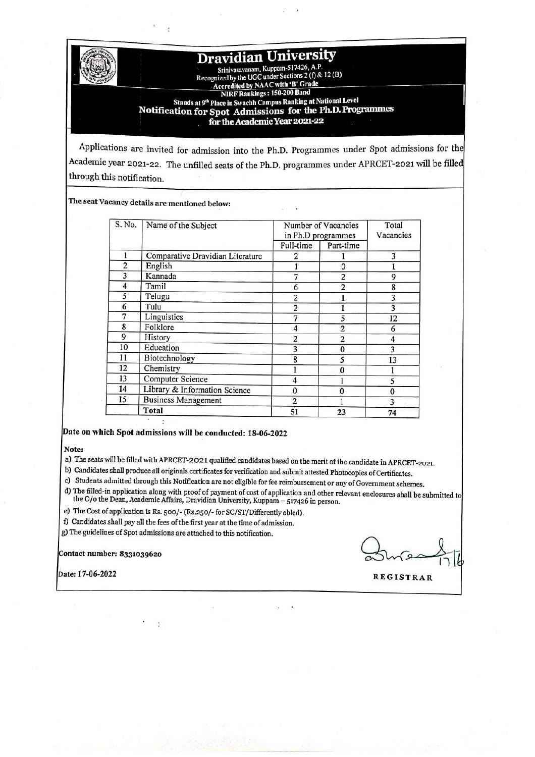# Dravidian University

Srinivasavanam, Kuppam-517426, A.P.
Recognized by the UGC under Sections 2 (f) & 12 (B)
Accredited by NAAC with 'B' Grade
NIRF Rankings : 150-200 Band
Stands at 9th Place in Swachh Campus Ranking at National Level

## Notification for Spot Admissions for the Ph.D. Programmes for the Academic Year 2021-22

Applications are invited for admission into the Ph.D. Programmes under Spot admissions for the Academic year 2021-22. The unfilled seats of the Ph.D. programmes under APRCET-2021 will be filled through this notification.

**The seat Vacancy details are mentioned below:**

| S. No. | Name of the Subject | Number of Vacancies in Ph.D programmes | | Total Vacancies |
|---|---|---|---|---|
| | | Full-time | Part-time | |
| 1 | Comparative Dravidian Literature | 2 | 1 | 3 |
| 2 | English | 1 | 0 | 1 |
| 3 | Kannada | 7 | 2 | 9 |
| 4 | Tamil | 6 | 2 | 8 |
| 5 | Telugu | 2 | 1 | 3 |
| 6 | Tulu | 2 | 1 | 3 |
| 7 | Linguistics | 7 | 5 | 12 |
| 8 | Folklore | 4 | 2 | 6 |
| 9 | History | 2 | 2 | 4 |
| 10 | Education | 3 | 0 | 3 |
| 11 | Biotechnology | 8 | 5 | 13 |
| 12 | Chemistry | 1 | 0 | 1 |
| 13 | Computer Science | 4 | 1 | 5 |
| 14 | Library & Information Science | 0 | 0 | 0 |
| 15 | Business Management | 2 | 1 | 3 |
| | **Total** | 51 | 23 | 74 |

**Date on which Spot admissions will be conducted: 18-06-2022**

**Note:**

a) The seats will be filled with APRCET-2021 qualified candidates based on the merit of the candidate in APRCET-2021.
b) Candidates shall produce all originals certificates for verification and submit attested Photocopies of Certificates.
c) Students admitted through this Notification are not eligible for fee reimbursement or any of Government schemes.
d) The filled-in application along with proof of payment of cost of application and other relevant enclosures shall be submitted to the O/o the Dean, Academic Affairs, Dravidian University, Kuppam – 517426 in person.
e) The Cost of application is Rs. 500/- (Rs.250/- for SC/ST/Differently abled).
f) Candidates shall pay all the fees of the first year at the time of admission.
g) The guidelines of Spot admissions are attached to this notification.

Contact number: 8331039620

Date: 17-06-2022

REGISTRAR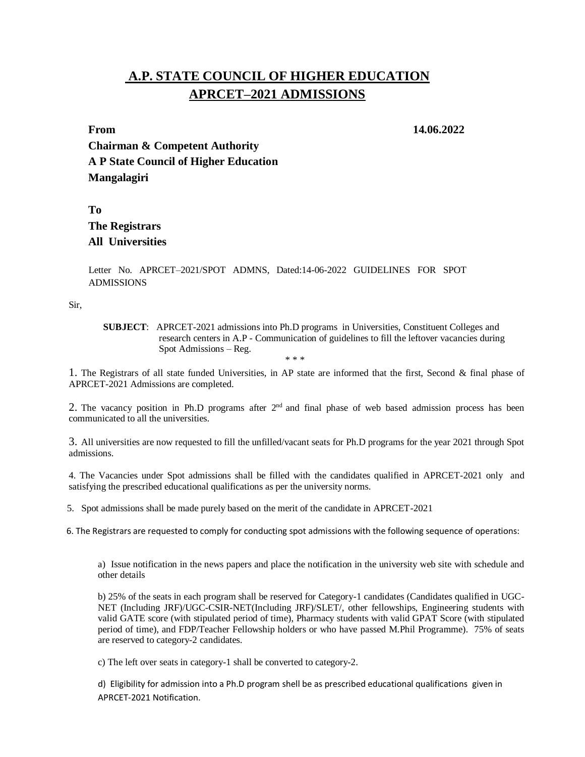# A.P. STATE COUNCIL OF HIGHER EDUCATION
## APRCET–2021 ADMISSIONS

**From** **14.06.2022**

**Chairman & Competent Authority**
**A P State Council of Higher Education**
**Mangalagiri**

**To**
**The Registrars**
**All Universities**

Letter No. APRCET–2021/SPOT ADMNS, Dated:14-06-2022 GUIDELINES FOR SPOT ADMISSIONS

Sir,

**SUBJECT**: APRCET-2021 admissions into Ph.D programs in Universities, Constituent Colleges and research centers in A.P - Communication of guidelines to fill the leftover vacancies during Spot Admissions – Reg.

\* \* \*

1. The Registrars of all state funded Universities, in AP state are informed that the first, Second & final phase of APRCET-2021 Admissions are completed.

2. The vacancy position in Ph.D programs after 2nd and final phase of web based admission process has been communicated to all the universities.

3. All universities are now requested to fill the unfilled/vacant seats for Ph.D programs for the year 2021 through Spot admissions.

4. The Vacancies under Spot admissions shall be filled with the candidates qualified in APRCET-2021 only and satisfying the prescribed educational qualifications as per the university norms.

5. Spot admissions shall be made purely based on the merit of the candidate in APRCET-2021

6. The Registrars are requested to comply for conducting spot admissions with the following sequence of operations:

a) Issue notification in the news papers and place the notification in the university web site with schedule and other details

b) 25% of the seats in each program shall be reserved for Category-1 candidates (Candidates qualified in UGC-NET (Including JRF)/UGC-CSIR-NET(Including JRF)/SLET/, other fellowships, Engineering students with valid GATE score (with stipulated period of time), Pharmacy students with valid GPAT Score (with stipulated period of time), and FDP/Teacher Fellowship holders or who have passed M.Phil Programme). 75% of seats are reserved to category-2 candidates.

c) The left over seats in category-1 shall be converted to category-2.

d) Eligibility for admission into a Ph.D program shell be as prescribed educational qualifications given in APRCET-2021 Notification.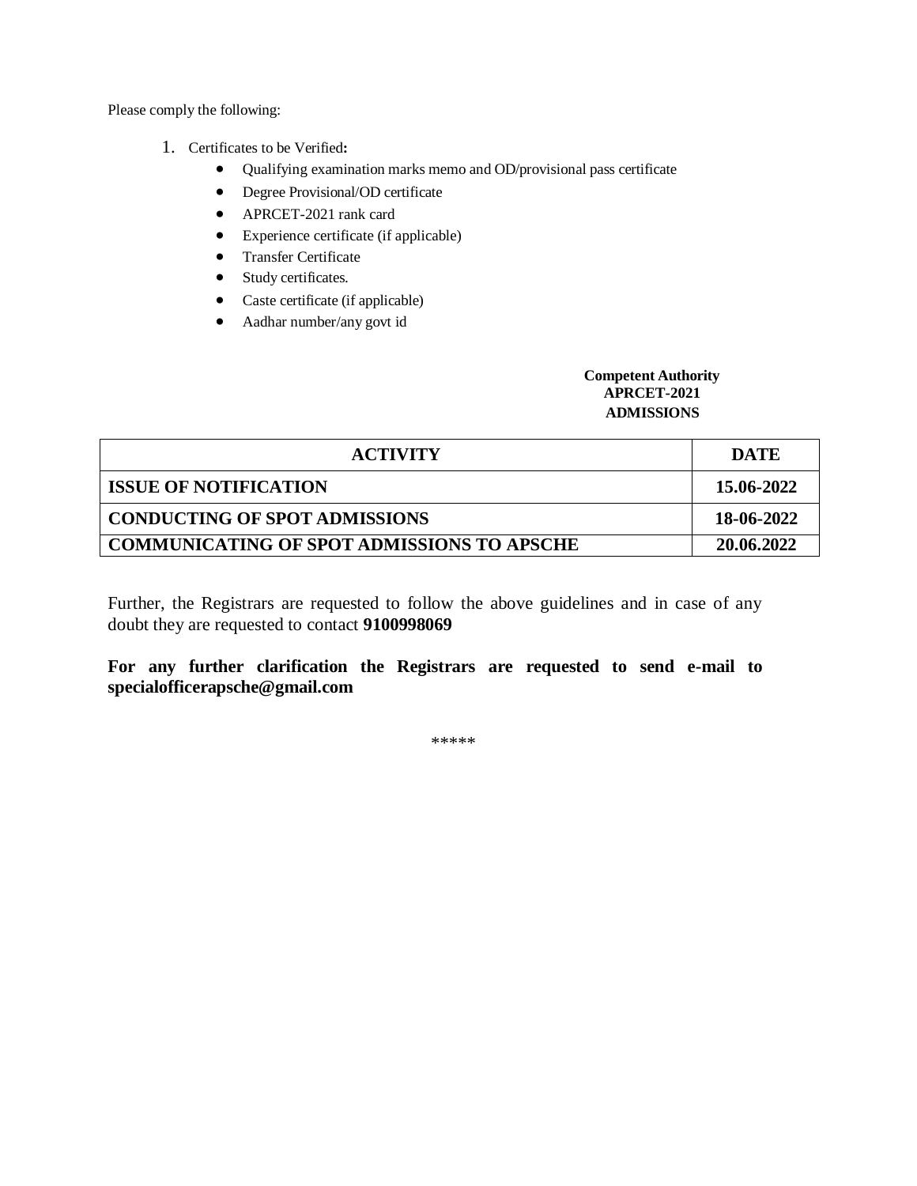Please comply the following:

1. Certificates to be Verified**:**
    - Qualifying examination marks memo and OD/provisional pass certificate
    - Degree Provisional/OD certificate
    - APRCET-2021 rank card
    - Experience certificate (if applicable)
    - Transfer Certificate
    - Study certificates.
    - Caste certificate (if applicable)
    - Aadhar number/any govt id

**Competent Authority**
**APRCET-2021**
**ADMISSIONS**

| ACTIVITY | DATE |
|---|---|
| **ISSUE OF NOTIFICATION** | **15.06-2022** |
| **CONDUCTING OF SPOT ADMISSIONS** | **18-06-2022** |
| **COMMUNICATING OF SPOT ADMISSIONS TO APSCHE** | **20.06.2022** |

Further, the Registrars are requested to follow the above guidelines and in case of any doubt they are requested to contact **9100998069**

**For any further clarification the Registrars are requested to send e-mail to specialofficerapsche@gmail.com**

*****